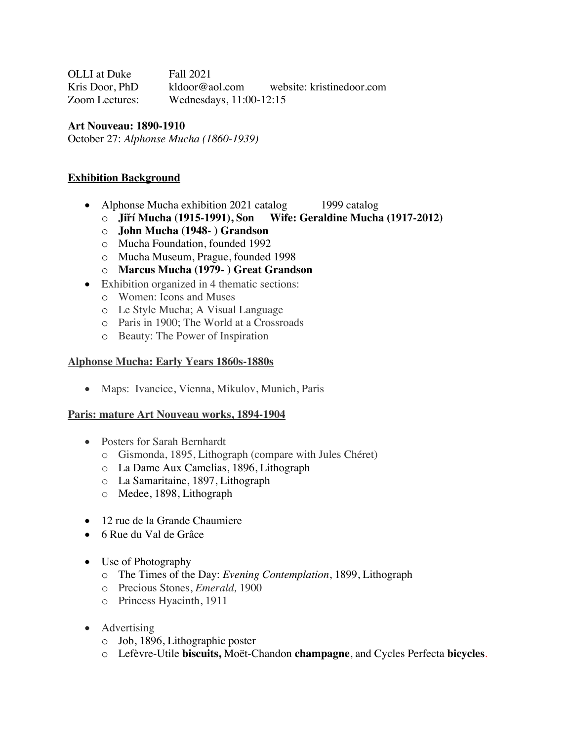OLLI at Duke  Fall 2021
Kris Door, PhD  kldoor@aol.com  website: kristinedoor.com
Zoom Lectures:  Wednesdays, 11:00-12:15

**Art Nouveau: 1890-1910**
October 27: *Alphonse Mucha (1860-1939)*

**<u>Exhibition Background</u>**

- Alphonse Mucha exhibition 2021 catalog  1999 catalog
  - **Jiří Mucha (1915-1991), Son  Wife: Geraldine Mucha (1917-2012)**
  - **John Mucha (1948- ) Grandson**
  - Mucha Foundation, founded 1992
  - Mucha Museum, Prague, founded 1998
  - **Marcus Mucha (1979- ) Great Grandson**
- Exhibition organized in 4 thematic sections:
  - Women: Icons and Muses
  - Le Style Mucha; A Visual Language
  - Paris in 1900; The World at a Crossroads
  - Beauty: The Power of Inspiration

**<u>Alphonse Mucha: Early Years 1860s-1880s</u>**

- Maps: Ivancice, Vienna, Mikulov, Munich, Paris

**<u>Paris: mature Art Nouveau works, 1894-1904</u>**

- Posters for Sarah Bernhardt
  - Gismonda, 1895, Lithograph (compare with Jules Chéret)
  - La Dame Aux Camelias, 1896, Lithograph
  - La Samaritaine, 1897, Lithograph
  - Medee, 1898, Lithograph

- 12 rue de la Grande Chaumiere
- 6 Rue du Val de Grâce

- Use of Photography
  - The Times of the Day: *Evening Contemplation*, 1899, Lithograph
  - Precious Stones, *Emerald,* 1900
  - Princess Hyacinth, 1911

- Advertising
  - Job, 1896, Lithographic poster
  - Lefèvre-Utile **biscuits,** Moët-Chandon **champagne**, and Cycles Perfecta **bicycles**.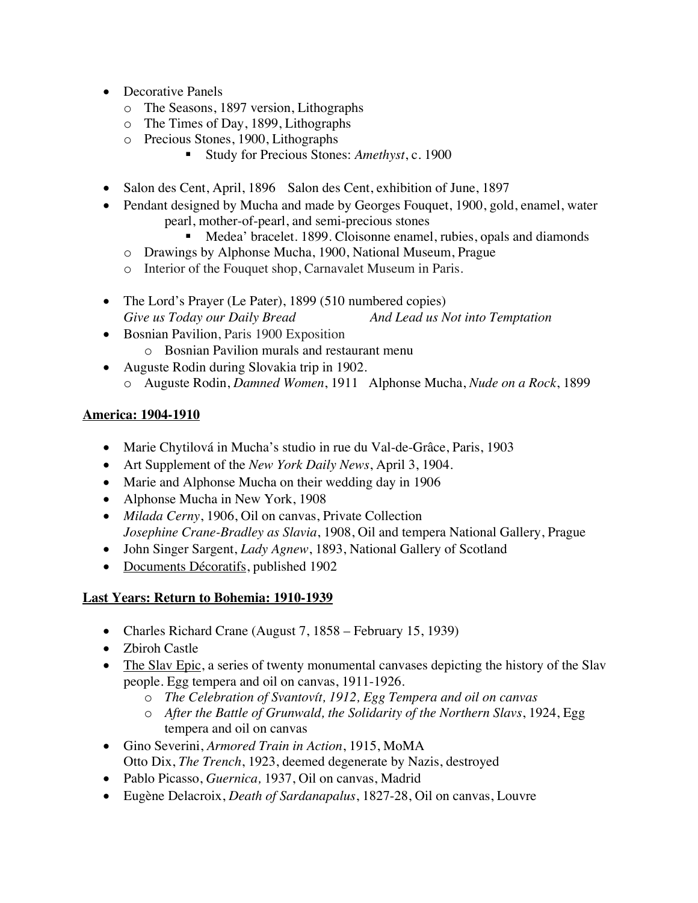- Decorative Panels
  - The Seasons, 1897 version, Lithographs
  - The Times of Day, 1899, Lithographs
  - Precious Stones, 1900, Lithographs
    - Study for Precious Stones: *Amethyst*, c. 1900

- Salon des Cent, April, 1896 Salon des Cent, exhibition of June, 1897
- Pendant designed by Mucha and made by Georges Fouquet, 1900, gold, enamel, water pearl, mother-of-pearl, and semi-precious stones
    - Medea' bracelet. 1899. Cloisonne enamel, rubies, opals and diamonds
  - Drawings by Alphonse Mucha, 1900, National Museum, Prague
  - Interior of the Fouquet shop, Carnavalet Museum in Paris.

- The Lord's Prayer (Le Pater), 1899 (510 numbered copies)
  *Give us Today our Daily Bread* *And Lead us Not into Temptation*
- Bosnian Pavilion, Paris 1900 Exposition
  - Bosnian Pavilion murals and restaurant menu
- Auguste Rodin during Slovakia trip in 1902.
  - Auguste Rodin, *Damned Women*, 1911 Alphonse Mucha, *Nude on a Rock*, 1899

**<u>America: 1904-1910</u>**

- Marie Chytilová in Mucha's studio in rue du Val-de-Grâce, Paris, 1903
- Art Supplement of the *New York Daily News*, April 3, 1904.
- Marie and Alphonse Mucha on their wedding day in 1906
- Alphonse Mucha in New York, 1908
- *Milada Cerny*, 1906, Oil on canvas, Private Collection
  *Josephine Crane-Bradley as Slavia*, 1908, Oil and tempera National Gallery, Prague
- John Singer Sargent, *Lady Agnew*, 1893, National Gallery of Scotland
- <u>Documents Décoratifs</u>, published 1902

**<u>Last Years: Return to Bohemia: 1910-1939</u>**

- Charles Richard Crane (August 7, 1858 – February 15, 1939)
- Zbiroh Castle
- <u>The Slav Epic</u>, a series of twenty monumental canvases depicting the history of the Slav people. Egg tempera and oil on canvas, 1911-1926.
  - *The Celebration of Svantovít, 1912, Egg Tempera and oil on canvas*
  - *After the Battle of Grunwald, the Solidarity of the Northern Slavs*, 1924, Egg tempera and oil on canvas
- Gino Severini, *Armored Train in Action*, 1915, MoMA
  Otto Dix, *The Trench*, 1923, deemed degenerate by Nazis, destroyed
- Pablo Picasso, *Guernica,* 1937, Oil on canvas, Madrid
- Eugène Delacroix, *Death of Sardanapalus*, 1827-28, Oil on canvas, Louvre